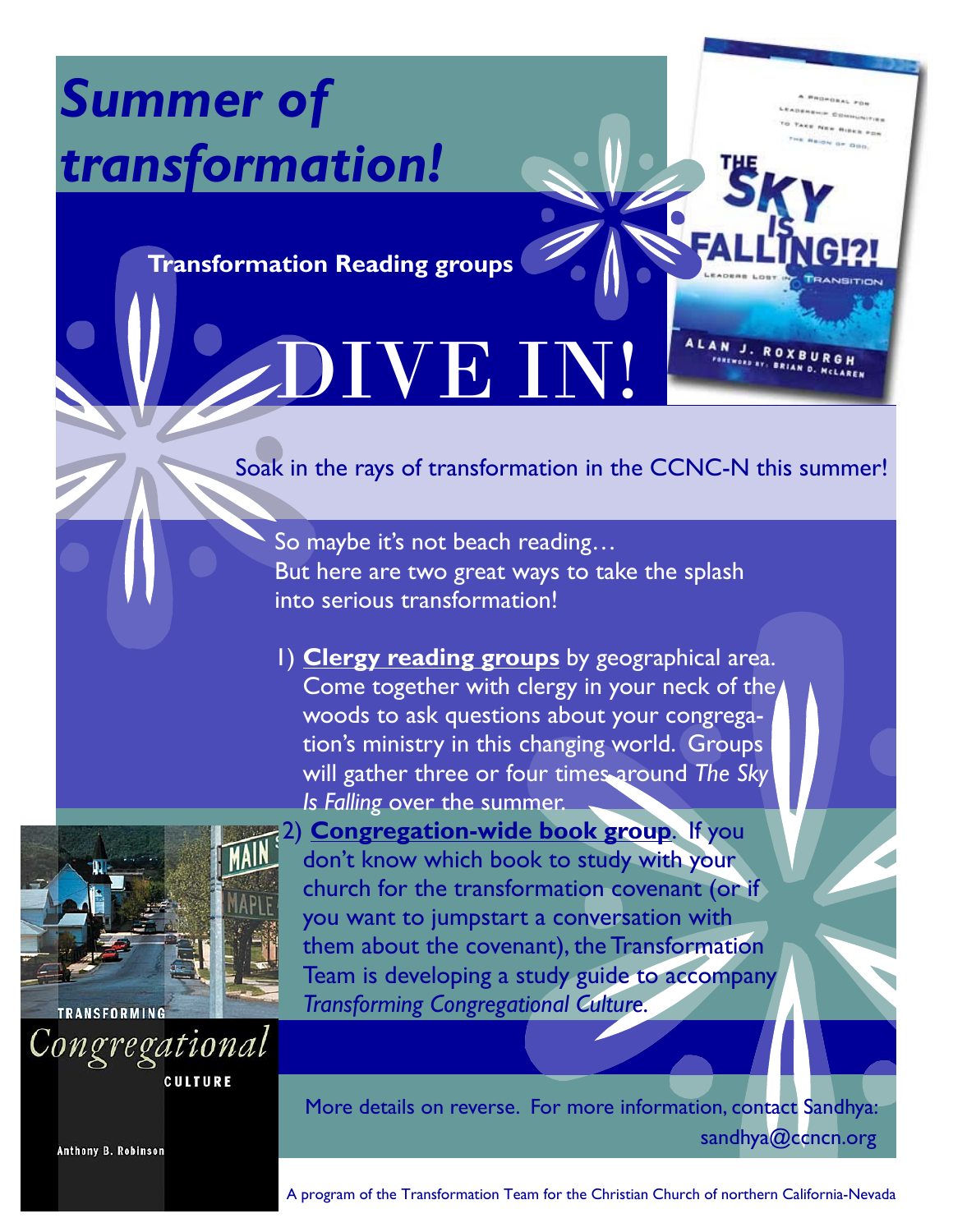# *Summer of transformation!*

**Transformation Reading groups**

# DIVE IN!

Soak in the rays of transformation in the CCNC-N this summer!

So maybe it's not beach reading…
But here are two great ways to take the splash into serious transformation!

1) **Clergy reading groups** by geographical area. Come together with clergy in your neck of the woods to ask questions about your congregation's ministry in this changing world. Groups will gather three or four times around *The Sky Is Falling* over the summer.

2) **Congregation-wide book group**. If you don't know which book to study with your church for the transformation covenant (or if you want to jumpstart a conversation with them about the covenant), the Transformation Team is developing a study guide to accompany *Transforming Congregational Culture*.

More details on reverse. For more information, contact Sandhya: sandhya@ccncn.org

A program of the Transformation Team for the Christian Church of northern California-Nevada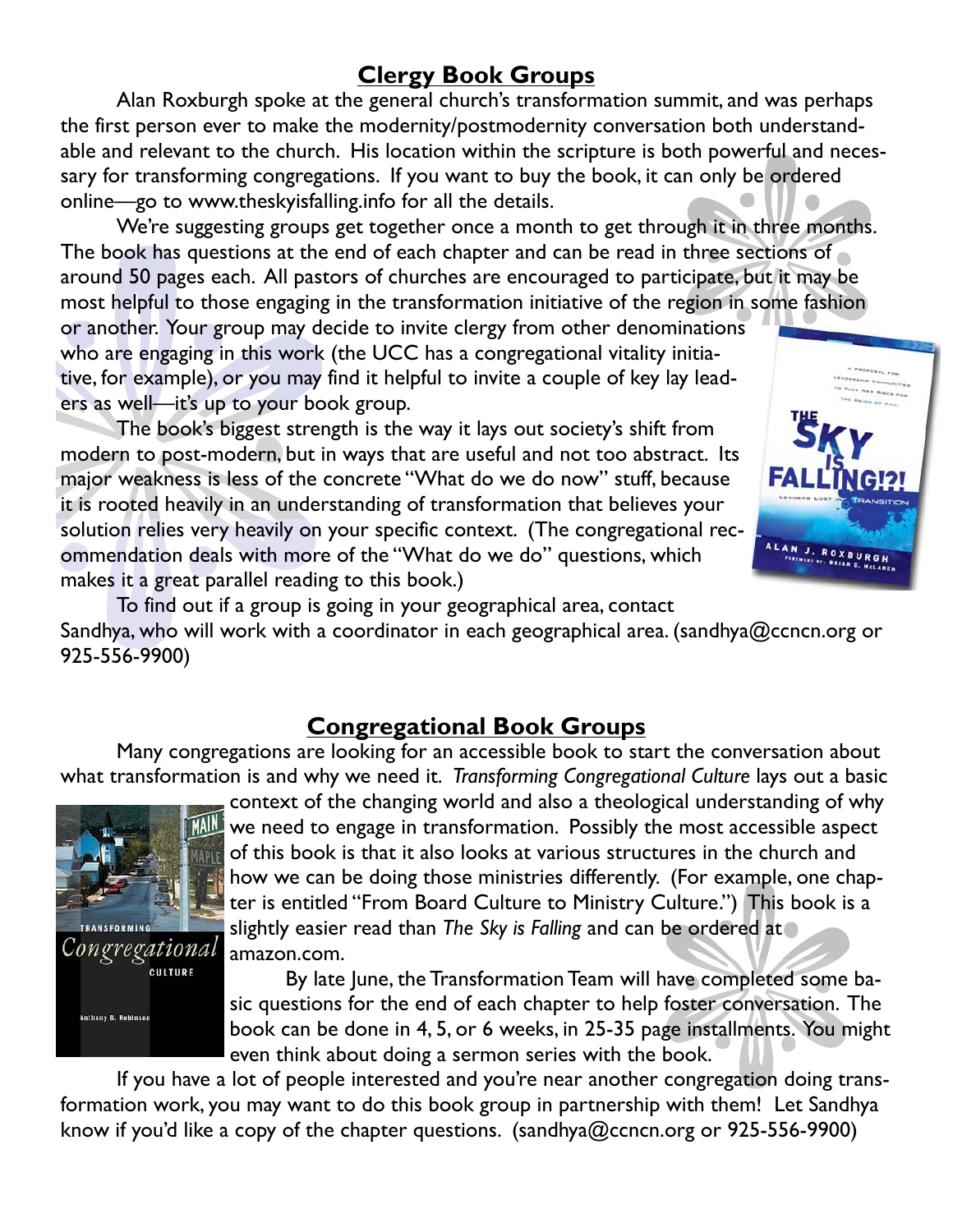## Clergy Book Groups

Alan Roxburgh spoke at the general church's transformation summit, and was perhaps the first person ever to make the modernity/postmodernity conversation both understandable and relevant to the church. His location within the scripture is both powerful and necessary for transforming congregations. If you want to buy the book, it can only be ordered online—go to www.theskyisfalling.info for all the details.

We're suggesting groups get together once a month to get through it in three months. The book has questions at the end of each chapter and can be read in three sections of around 50 pages each. All pastors of churches are encouraged to participate, but it may be most helpful to those engaging in the transformation initiative of the region in some fashion or another. Your group may decide to invite clergy from other denominations who are engaging in this work (the UCC has a congregational vitality initiative, for example), or you may find it helpful to invite a couple of key lay leaders as well—it's up to your book group.

The book's biggest strength is the way it lays out society's shift from modern to post-modern, but in ways that are useful and not too abstract. Its major weakness is less of the concrete "What do we do now" stuff, because it is rooted heavily in an understanding of transformation that believes your solution relies very heavily on your specific context. (The congregational recommendation deals with more of the "What do we do" questions, which makes it a great parallel reading to this book.)

To find out if a group is going in your geographical area, contact Sandhya, who will work with a coordinator in each geographical area. (sandhya@ccncn.org or 925-556-9900)

## Congregational Book Groups

Many congregations are looking for an accessible book to start the conversation about what transformation is and why we need it. *Transforming Congregational Culture* lays out a basic context of the changing world and also a theological understanding of why we need to engage in transformation. Possibly the most accessible aspect of this book is that it also looks at various structures in the church and how we can be doing those ministries differently. (For example, one chapter is entitled "From Board Culture to Ministry Culture.") This book is a slightly easier read than *The Sky is Falling* and can be ordered at amazon.com.

By late June, the Transformation Team will have completed some basic questions for the end of each chapter to help foster conversation. The book can be done in 4, 5, or 6 weeks, in 25-35 page installments. You might even think about doing a sermon series with the book.

If you have a lot of people interested and you're near another congregation doing transformation work, you may want to do this book group in partnership with them! Let Sandhya know if you'd like a copy of the chapter questions. (sandhya@ccncn.org or 925-556-9900)